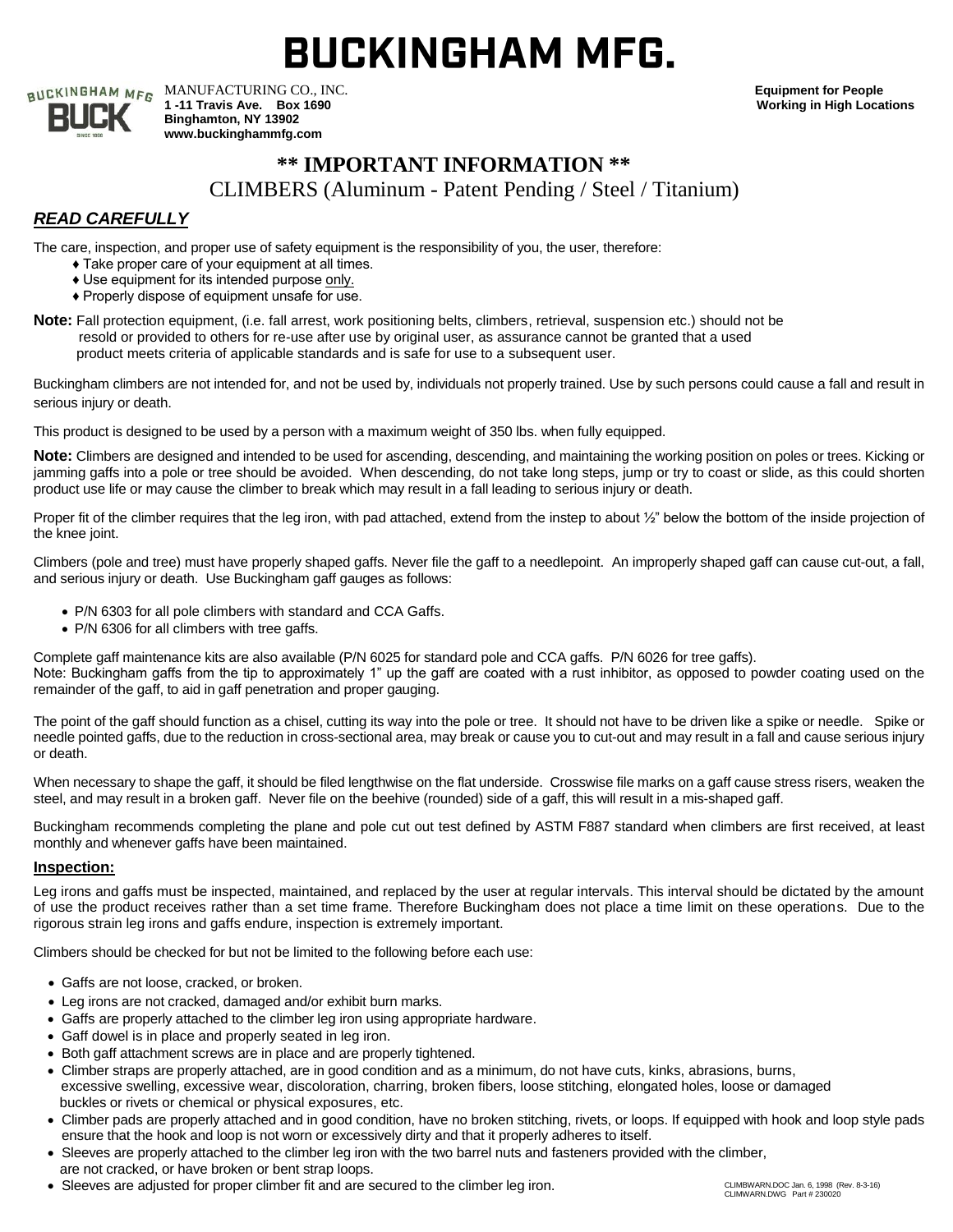# BUCKINGHAM MFG.

MANUFACTURING CO., INC.
**1 -11 Travis Ave. Box 1690**
**Binghamton, NY 13902**
**www.buckinghammfg.com**

**Equipment for People Working in High Locations**

## \*\* IMPORTANT INFORMATION \*\*

CLIMBERS (Aluminum - Patent Pending / Steel / Titanium)

### ***READ CAREFULLY***

The care, inspection, and proper use of safety equipment is the responsibility of you, the user, therefore:

- ♦ Take proper care of your equipment at all times.
- ♦ Use equipment for its intended purpose only.
- ♦ Properly dispose of equipment unsafe for use.

**Note:** Fall protection equipment, (i.e. fall arrest, work positioning belts, climbers, retrieval, suspension etc.) should not be resold or provided to others for re-use after use by original user, as assurance cannot be granted that a used product meets criteria of applicable standards and is safe for use to a subsequent user.

Buckingham climbers are not intended for, and not be used by, individuals not properly trained. Use by such persons could cause a fall and result in serious injury or death.

This product is designed to be used by a person with a maximum weight of 350 lbs. when fully equipped.

**Note:** Climbers are designed and intended to be used for ascending, descending, and maintaining the working position on poles or trees. Kicking or jamming gaffs into a pole or tree should be avoided. When descending, do not take long steps, jump or try to coast or slide, as this could shorten product use life or may cause the climber to break which may result in a fall leading to serious injury or death.

Proper fit of the climber requires that the leg iron, with pad attached, extend from the instep to about ½" below the bottom of the inside projection of the knee joint.

Climbers (pole and tree) must have properly shaped gaffs. Never file the gaff to a needlepoint. An improperly shaped gaff can cause cut-out, a fall, and serious injury or death. Use Buckingham gaff gauges as follows:

- P/N 6303 for all pole climbers with standard and CCA Gaffs.
- P/N 6306 for all climbers with tree gaffs.

Complete gaff maintenance kits are also available (P/N 6025 for standard pole and CCA gaffs. P/N 6026 for tree gaffs).
Note: Buckingham gaffs from the tip to approximately 1" up the gaff are coated with a rust inhibitor, as opposed to powder coating used on the remainder of the gaff, to aid in gaff penetration and proper gauging.

The point of the gaff should function as a chisel, cutting its way into the pole or tree. It should not have to be driven like a spike or needle. Spike or needle pointed gaffs, due to the reduction in cross-sectional area, may break or cause you to cut-out and may result in a fall and cause serious injury or death.

When necessary to shape the gaff, it should be filed lengthwise on the flat underside. Crosswise file marks on a gaff cause stress risers, weaken the steel, and may result in a broken gaff. Never file on the beehive (rounded) side of a gaff, this will result in a mis-shaped gaff.

Buckingham recommends completing the plane and pole cut out test defined by ASTM F887 standard when climbers are first received, at least monthly and whenever gaffs have been maintained.

### Inspection:

Leg irons and gaffs must be inspected, maintained, and replaced by the user at regular intervals. This interval should be dictated by the amount of use the product receives rather than a set time frame. Therefore Buckingham does not place a time limit on these operations. Due to the rigorous strain leg irons and gaffs endure, inspection is extremely important.

Climbers should be checked for but not be limited to the following before each use:

- Gaffs are not loose, cracked, or broken.
- Leg irons are not cracked, damaged and/or exhibit burn marks.
- Gaffs are properly attached to the climber leg iron using appropriate hardware.
- Gaff dowel is in place and properly seated in leg iron.
- Both gaff attachment screws are in place and are properly tightened.
- Climber straps are properly attached, are in good condition and as a minimum, do not have cuts, kinks, abrasions, burns, excessive swelling, excessive wear, discoloration, charring, broken fibers, loose stitching, elongated holes, loose or damaged buckles or rivets or chemical or physical exposures, etc.
- Climber pads are properly attached and in good condition, have no broken stitching, rivets, or loops. If equipped with hook and loop style pads ensure that the hook and loop is not worn or excessively dirty and that it properly adheres to itself.
- Sleeves are properly attached to the climber leg iron with the two barrel nuts and fasteners provided with the climber, are not cracked, or have broken or bent strap loops.
- Sleeves are adjusted for proper climber fit and are secured to the climber leg iron.

CLIMBWARN.DOC Jan. 6, 1998 (Rev. 8-3-16)
CLIMWARN.DWG Part # 230020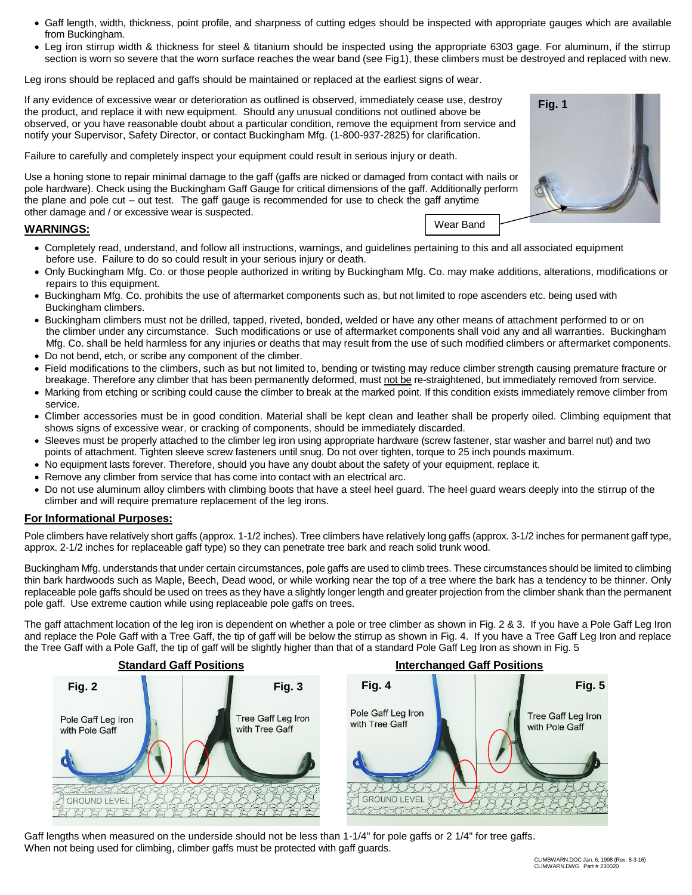- Gaff length, width, thickness, point profile, and sharpness of cutting edges should be inspected with appropriate gauges which are available from Buckingham.
- Leg iron stirrup width & thickness for steel & titanium should be inspected using the appropriate 6303 gage. For aluminum, if the stirrup section is worn so severe that the worn surface reaches the wear band (see Fig1), these climbers must be destroyed and replaced with new.

Leg irons should be replaced and gaffs should be maintained or replaced at the earliest signs of wear.

If any evidence of excessive wear or deterioration as outlined is observed, immediately cease use, destroy the product, and replace it with new equipment. Should any unusual conditions not outlined above be observed, or you have reasonable doubt about a particular condition, remove the equipment from service and notify your Supervisor, Safety Director, or contact Buckingham Mfg. (1-800-937-2825) for clarification.

Failure to carefully and completely inspect your equipment could result in serious injury or death.

Use a honing stone to repair minimal damage to the gaff (gaffs are nicked or damaged from contact with nails or pole hardware). Check using the Buckingham Gaff Gauge for critical dimensions of the gaff. Additionally perform the plane and pole cut – out test. The gaff gauge is recommended for use to check the gaff anytime other damage and / or excessive wear is suspected.

Fig. 1

Wear Band

## WARNINGS:

- Completely read, understand, and follow all instructions, warnings, and guidelines pertaining to this and all associated equipment before use. Failure to do so could result in your serious injury or death.
- Only Buckingham Mfg. Co. or those people authorized in writing by Buckingham Mfg. Co. may make additions, alterations, modifications or repairs to this equipment.
- Buckingham Mfg. Co. prohibits the use of aftermarket components such as, but not limited to rope ascenders etc. being used with Buckingham climbers.
- Buckingham climbers must not be drilled, tapped, riveted, bonded, welded or have any other means of attachment performed to or on the climber under any circumstance. Such modifications or use of aftermarket components shall void any and all warranties. Buckingham Mfg. Co. shall be held harmless for any injuries or deaths that may result from the use of such modified climbers or aftermarket components.
- Do not bend, etch, or scribe any component of the climber.
- Field modifications to the climbers, such as but not limited to, bending or twisting may reduce climber strength causing premature fracture or breakage. Therefore any climber that has been permanently deformed, must not be re-straightened, but immediately removed from service.
- Marking from etching or scribing could cause the climber to break at the marked point. If this condition exists immediately remove climber from service.
- Climber accessories must be in good condition. Material shall be kept clean and leather shall be properly oiled. Climbing equipment that shows signs of excessive wear, or cracking of components, should be immediately discarded.
- Sleeves must be properly attached to the climber leg iron using appropriate hardware (screw fastener, star washer and barrel nut) and two points of attachment. Tighten sleeve screw fasteners until snug. Do not over tighten, torque to 25 inch pounds maximum.
- No equipment lasts forever. Therefore, should you have any doubt about the safety of your equipment, replace it.
- Remove any climber from service that has come into contact with an electrical arc.
- Do not use aluminum alloy climbers with climbing boots that have a steel heel guard. The heel guard wears deeply into the stirrup of the climber and will require premature replacement of the leg irons.

## For Informational Purposes:

Pole climbers have relatively short gaffs (approx. 1-1/2 inches). Tree climbers have relatively long gaffs (approx. 3-1/2 inches for permanent gaff type, approx. 2-1/2 inches for replaceable gaff type) so they can penetrate tree bark and reach solid trunk wood.

Buckingham Mfg. understands that under certain circumstances, pole gaffs are used to climb trees. These circumstances should be limited to climbing thin bark hardwoods such as Maple, Beech, Dead wood, or while working near the top of a tree where the bark has a tendency to be thinner. Only replaceable pole gaffs should be used on trees as they have a slightly longer length and greater projection from the climber shank than the permanent pole gaff. Use extreme caution while using replaceable pole gaffs on trees.

The gaff attachment location of the leg iron is dependent on whether a pole or tree climber as shown in Fig. 2 & 3. If you have a Pole Gaff Leg Iron and replace the Pole Gaff with a Tree Gaff, the tip of gaff will be below the stirrup as shown in Fig. 4. If you have a Tree Gaff Leg Iron and replace the Tree Gaff with a Pole Gaff, the tip of gaff will be slightly higher than that of a standard Pole Gaff Leg Iron as shown in Fig. 5

**Standard Gaff Positions**

Fig. 2 — Pole Gaff Leg Iron with Pole Gaff

Fig. 3 — Tree Gaff Leg Iron with Tree Gaff

**Interchanged Gaff Positions**

Fig. 4 — Pole Gaff Leg Iron with Tree Gaff

Fig. 5 — Tree Gaff Leg Iron with Pole Gaff

GROUND LEVEL

Gaff lengths when measured on the underside should not be less than 1-1/4" for pole gaffs or 2 1/4" for tree gaffs.
When not being used for climbing, climber gaffs must be protected with gaff guards.

CLIMBWARN.DOC Jan. 6, 1998 (Rev. 8-3-16)
CLIMWARN.DWG Part # 230020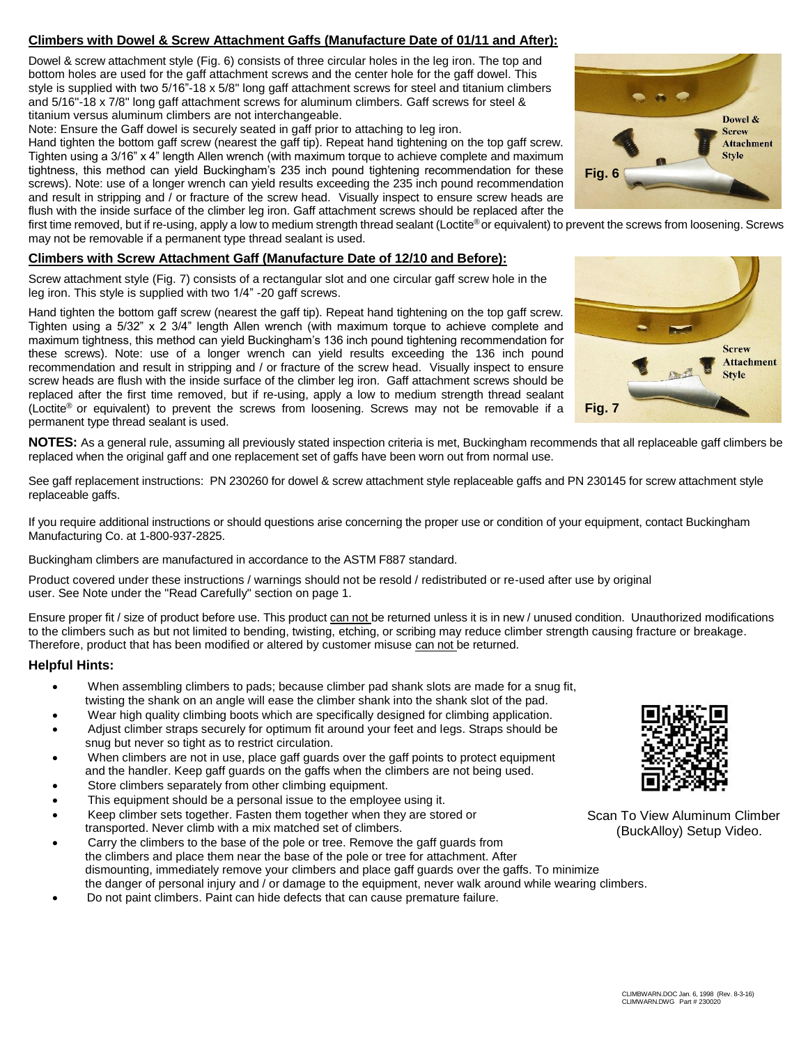## Climbers with Dowel & Screw Attachment Gaffs (Manufacture Date of 01/11 and After):

Dowel & screw attachment style (Fig. 6) consists of three circular holes in the leg iron. The top and bottom holes are used for the gaff attachment screws and the center hole for the gaff dowel. This style is supplied with two 5/16"-18 x 5/8" long gaff attachment screws for steel and titanium climbers and 5/16"-18 x 7/8" long gaff attachment screws for aluminum climbers. Gaff screws for steel & titanium versus aluminum climbers are not interchangeable.

Note: Ensure the Gaff dowel is securely seated in gaff prior to attaching to leg iron.

Hand tighten the bottom gaff screw (nearest the gaff tip). Repeat hand tightening on the top gaff screw. Tighten using a 3/16" x 4" length Allen wrench (with maximum torque to achieve complete and maximum tightness, this method can yield Buckingham's 235 inch pound tightening recommendation for these screws). Note: use of a longer wrench can yield results exceeding the 235 inch pound recommendation and result in stripping and / or fracture of the screw head. Visually inspect to ensure screw heads are flush with the inside surface of the climber leg iron. Gaff attachment screws should be replaced after the first time removed, but if re-using, apply a low to medium strength thread sealant (Loctite® or equivalent) to prevent the screws from loosening. Screws may not be removable if a permanent type thread sealant is used.

Dowel & Screw Attachment Style

**Fig. 6**

## Climbers with Screw Attachment Gaff (Manufacture Date of 12/10 and Before):

Screw attachment style (Fig. 7) consists of a rectangular slot and one circular gaff screw hole in the leg iron. This style is supplied with two 1/4" -20 gaff screws.

Hand tighten the bottom gaff screw (nearest the gaff tip). Repeat hand tightening on the top gaff screw. Tighten using a 5/32" x 2 3/4" length Allen wrench (with maximum torque to achieve complete and maximum tightness, this method can yield Buckingham's 136 inch pound tightening recommendation for these screws). Note: use of a longer wrench can yield results exceeding the 136 inch pound recommendation and result in stripping and / or fracture of the screw head. Visually inspect to ensure screw heads are flush with the inside surface of the climber leg iron. Gaff attachment screws should be replaced after the first time removed, but if re-using, apply a low to medium strength thread sealant (Loctite® or equivalent) to prevent the screws from loosening. Screws may not be removable if a permanent type thread sealant is used.

Screw Attachment Style

**Fig. 7**

**NOTES:** As a general rule, assuming all previously stated inspection criteria is met, Buckingham recommends that all replaceable gaff climbers be replaced when the original gaff and one replacement set of gaffs have been worn out from normal use.

See gaff replacement instructions: PN 230260 for dowel & screw attachment style replaceable gaffs and PN 230145 for screw attachment style replaceable gaffs.

If you require additional instructions or should questions arise concerning the proper use or condition of your equipment, contact Buckingham Manufacturing Co. at 1-800-937-2825.

Buckingham climbers are manufactured in accordance to the ASTM F887 standard.

Product covered under these instructions / warnings should not be resold / redistributed or re-used after use by original user. See Note under the "Read Carefully" section on page 1.

Ensure proper fit / size of product before use. This product can not be returned unless it is in new / unused condition. Unauthorized modifications to the climbers such as but not limited to bending, twisting, etching, or scribing may reduce climber strength causing fracture or breakage. Therefore, product that has been modified or altered by customer misuse can not be returned.

### Helpful Hints:

- When assembling climbers to pads; because climber pad shank slots are made for a snug fit, twisting the shank on an angle will ease the climber shank into the shank slot of the pad.
- Wear high quality climbing boots which are specifically designed for climbing application.
- Adjust climber straps securely for optimum fit around your feet and legs. Straps should be snug but never so tight as to restrict circulation.
- When climbers are not in use, place gaff guards over the gaff points to protect equipment and the handler. Keep gaff guards on the gaffs when the climbers are not being used.
- Store climbers separately from other climbing equipment.
- This equipment should be a personal issue to the employee using it.
- Keep climber sets together. Fasten them together when they are stored or transported. Never climb with a mix matched set of climbers.
- Carry the climbers to the base of the pole or tree. Remove the gaff guards from the climbers and place them near the base of the pole or tree for attachment. After dismounting, immediately remove your climbers and place gaff guards over the gaffs. To minimize the danger of personal injury and / or damage to the equipment, never walk around while wearing climbers.
- Do not paint climbers. Paint can hide defects that can cause premature failure.

Scan To View Aluminum Climber (BuckAlloy) Setup Video.

CLIMBWARN.DOC Jan. 6, 1998 (Rev. 8-3-16)
CLIMWARN.DWG Part # 230020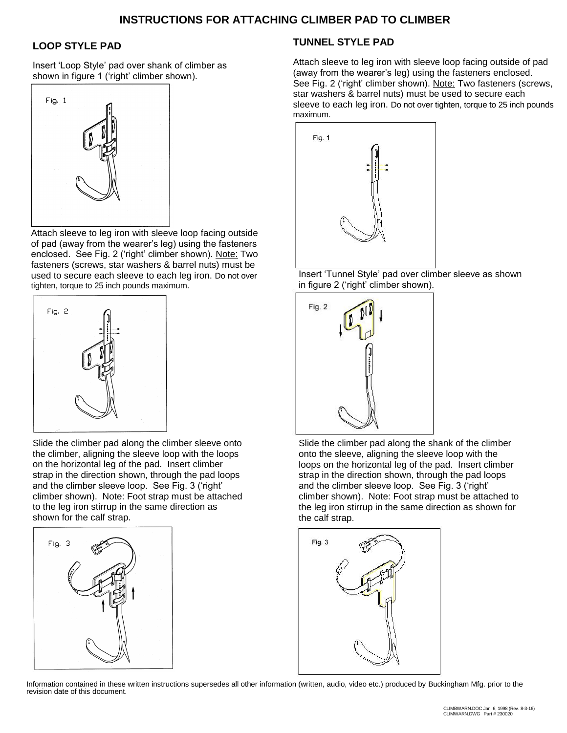# INSTRUCTIONS FOR ATTACHING CLIMBER PAD TO CLIMBER

## LOOP STYLE PAD

Insert 'Loop Style' pad over shank of climber as shown in figure 1 ('right' climber shown).

Fig. 1

Attach sleeve to leg iron with sleeve loop facing outside of pad (away from the wearer's leg) using the fasteners enclosed. See Fig. 2 ('right' climber shown). Note: Two fasteners (screws, star washers & barrel nuts) must be used to secure each sleeve to each leg iron. Do not over tighten, torque to 25 inch pounds maximum.

Fig. 2

Slide the climber pad along the climber sleeve onto the climber, aligning the sleeve loop with the loops on the horizontal leg of the pad. Insert climber strap in the direction shown, through the pad loops and the climber sleeve loop. See Fig. 3 ('right' climber shown). Note: Foot strap must be attached to the leg iron stirrup in the same direction as shown for the calf strap.

Fig. 3

## TUNNEL STYLE PAD

Attach sleeve to leg iron with sleeve loop facing outside of pad (away from the wearer's leg) using the fasteners enclosed. See Fig. 2 ('right' climber shown). Note: Two fasteners (screws, star washers & barrel nuts) must be used to secure each sleeve to each leg iron. Do not over tighten, torque to 25 inch pounds maximum.

Fig. 1

Insert 'Tunnel Style' pad over climber sleeve as shown in figure 2 ('right' climber shown).

Fig. 2

Slide the climber pad along the shank of the climber onto the sleeve, aligning the sleeve loop with the loops on the horizontal leg of the pad. Insert climber strap in the direction shown, through the pad loops and the climber sleeve loop. See Fig. 3 ('right' climber shown). Note: Foot strap must be attached to the leg iron stirrup in the same direction as shown for the calf strap.

Fig. 3

Information contained in these written instructions supersedes all other information (written, audio, video etc.) produced by Buckingham Mfg. prior to the revision date of this document.

CLIMBWARN.DOC Jan. 6, 1998 (Rev. 8-3-16)
CLIMWARN.DWG Part # 230020